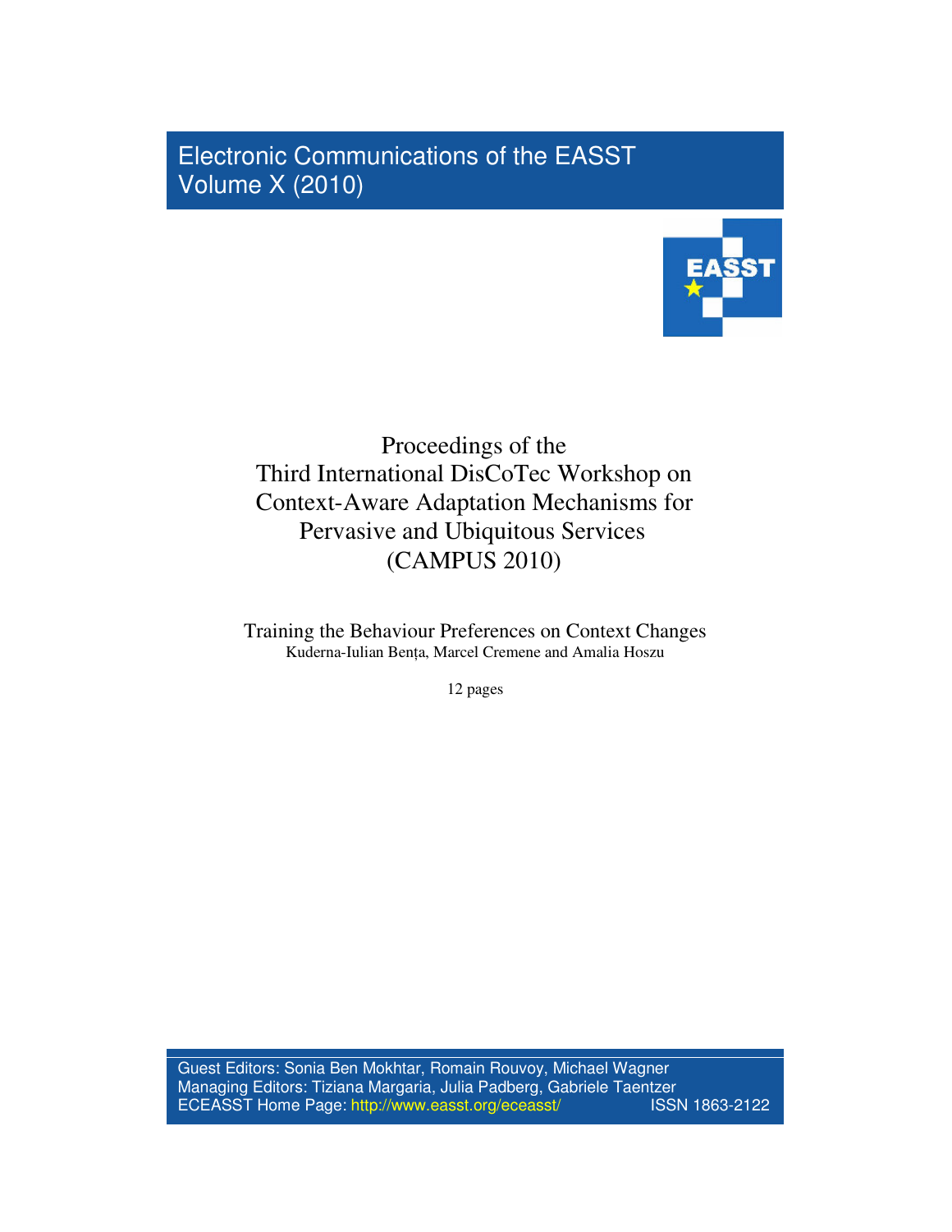Electronic Communications of the EASST
Volume X (2010)

# Proceedings of the Third International DisCoTec Workshop on Context-Aware Adaptation Mechanisms for Pervasive and Ubiquitous Services (CAMPUS 2010)

## Training the Behaviour Preferences on Context Changes

Kuderna-Iulian Bența, Marcel Cremene and Amalia Hoszu

12 pages

Guest Editors: Sonia Ben Mokhtar, Romain Rouvoy, Michael Wagner
Managing Editors: Tiziana Margaria, Julia Padberg, Gabriele Taentzer
ECEASST Home Page: http://www.easst.org/eceasst/ ISSN 1863-2122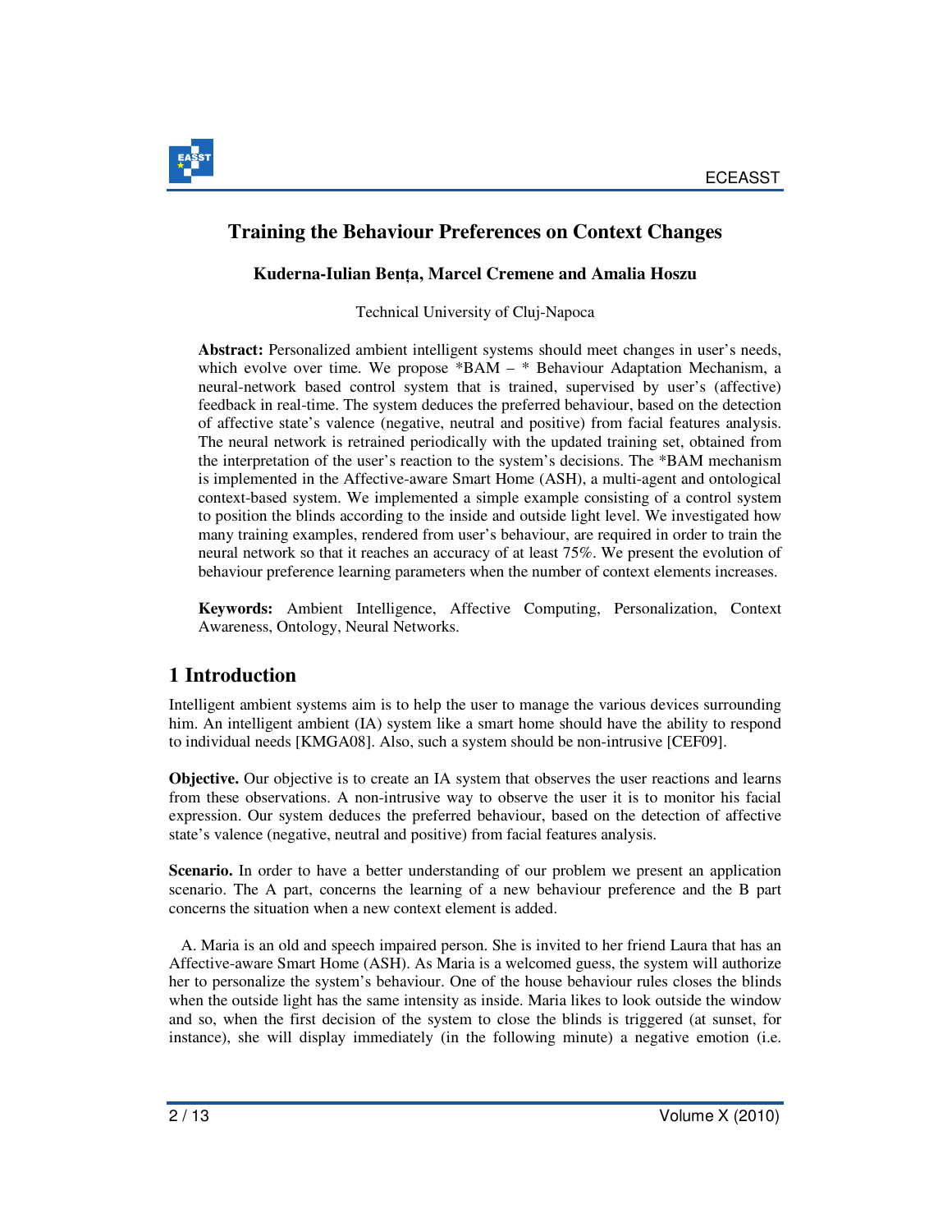# Training the Behaviour Preferences on Context Changes

**Kuderna-Iulian Bența, Marcel Cremene and Amalia Hoszu**

Technical University of Cluj-Napoca

**Abstract:** Personalized ambient intelligent systems should meet changes in user's needs, which evolve over time. We propose *BAM – * Behaviour Adaptation Mechanism, a neural-network based control system that is trained, supervised by user's (affective) feedback in real-time. The system deduces the preferred behaviour, based on the detection of affective state's valence (negative, neutral and positive) from facial features analysis. The neural network is retrained periodically with the updated training set, obtained from the interpretation of the user's reaction to the system's decisions. The *BAM mechanism is implemented in the Affective-aware Smart Home (ASH), a multi-agent and ontological context-based system. We implemented a simple example consisting of a control system to position the blinds according to the inside and outside light level. We investigated how many training examples, rendered from user's behaviour, are required in order to train the neural network so that it reaches an accuracy of at least 75%. We present the evolution of behaviour preference learning parameters when the number of context elements increases.

**Keywords:** Ambient Intelligence, Affective Computing, Personalization, Context Awareness, Ontology, Neural Networks.

## 1 Introduction

Intelligent ambient systems aim is to help the user to manage the various devices surrounding him. An intelligent ambient (IA) system like a smart home should have the ability to respond to individual needs [KMGA08]. Also, such a system should be non-intrusive [CEF09].

**Objective.** Our objective is to create an IA system that observes the user reactions and learns from these observations. A non-intrusive way to observe the user it is to monitor his facial expression. Our system deduces the preferred behaviour, based on the detection of affective state's valence (negative, neutral and positive) from facial features analysis.

**Scenario.** In order to have a better understanding of our problem we present an application scenario. The A part, concerns the learning of a new behaviour preference and the B part concerns the situation when a new context element is added.

A. Maria is an old and speech impaired person. She is invited to her friend Laura that has an Affective-aware Smart Home (ASH). As Maria is a welcomed guess, the system will authorize her to personalize the system's behaviour. One of the house behaviour rules closes the blinds when the outside light has the same intensity as inside. Maria likes to look outside the window and so, when the first decision of the system to close the blinds is triggered (at sunset, for instance), she will display immediately (in the following minute) a negative emotion (i.e.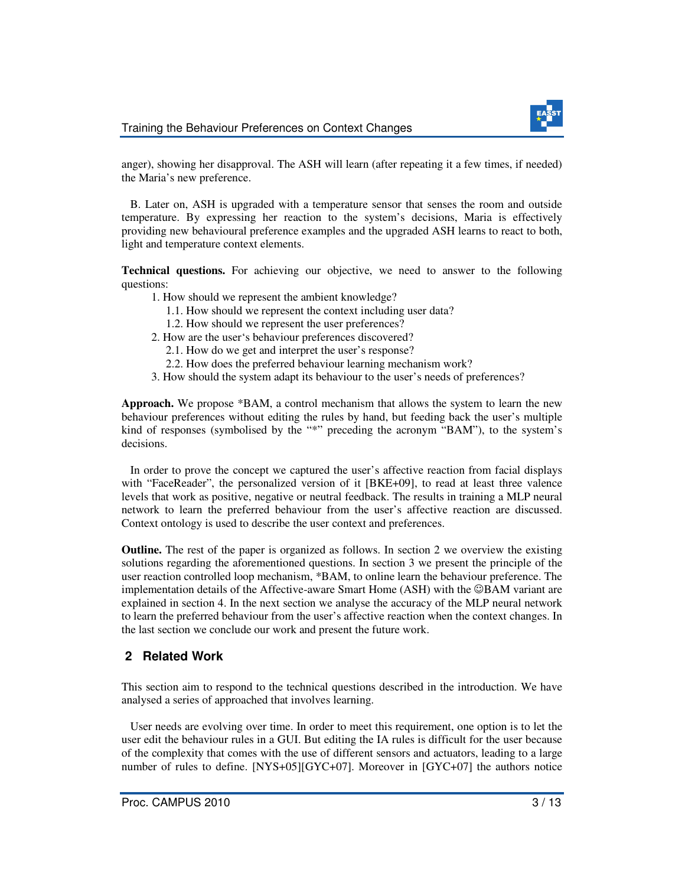anger), showing her disapproval. The ASH will learn (after repeating it a few times, if needed) the Maria's new preference.

B. Later on, ASH is upgraded with a temperature sensor that senses the room and outside temperature. By expressing her reaction to the system's decisions, Maria is effectively providing new behavioural preference examples and the upgraded ASH learns to react to both, light and temperature context elements.

**Technical questions.** For achieving our objective, we need to answer to the following questions:

1. How should we represent the ambient knowledge?
   1.1. How should we represent the context including user data?
   1.2. How should we represent the user preferences?
2. How are the user's behaviour preferences discovered?
   2.1. How do we get and interpret the user's response?
   2.2. How does the preferred behaviour learning mechanism work?
3. How should the system adapt its behaviour to the user's needs of preferences?

**Approach.** We propose *BAM, a control mechanism that allows the system to learn the new behaviour preferences without editing the rules by hand, but feeding back the user's multiple kind of responses (symbolised by the "*" preceding the acronym "BAM"), to the system's decisions.

In order to prove the concept we captured the user's affective reaction from facial displays with "FaceReader", the personalized version of it [BKE+09], to read at least three valence levels that work as positive, negative or neutral feedback. The results in training a MLP neural network to learn the preferred behaviour from the user's affective reaction are discussed. Context ontology is used to describe the user context and preferences.

**Outline.** The rest of the paper is organized as follows. In section 2 we overview the existing solutions regarding the aforementioned questions. In section 3 we present the principle of the user reaction controlled loop mechanism, *BAM, to online learn the behaviour preference. The implementation details of the Affective-aware Smart Home (ASH) with the ☺BAM variant are explained in section 4. In the next section we analyse the accuracy of the MLP neural network to learn the preferred behaviour from the user's affective reaction when the context changes. In the last section we conclude our work and present the future work.

## 2 Related Work

This section aim to respond to the technical questions described in the introduction. We have analysed a series of approached that involves learning.

User needs are evolving over time. In order to meet this requirement, one option is to let the user edit the behaviour rules in a GUI. But editing the IA rules is difficult for the user because of the complexity that comes with the use of different sensors and actuators, leading to a large number of rules to define. [NYS+05][GYC+07]. Moreover in [GYC+07] the authors notice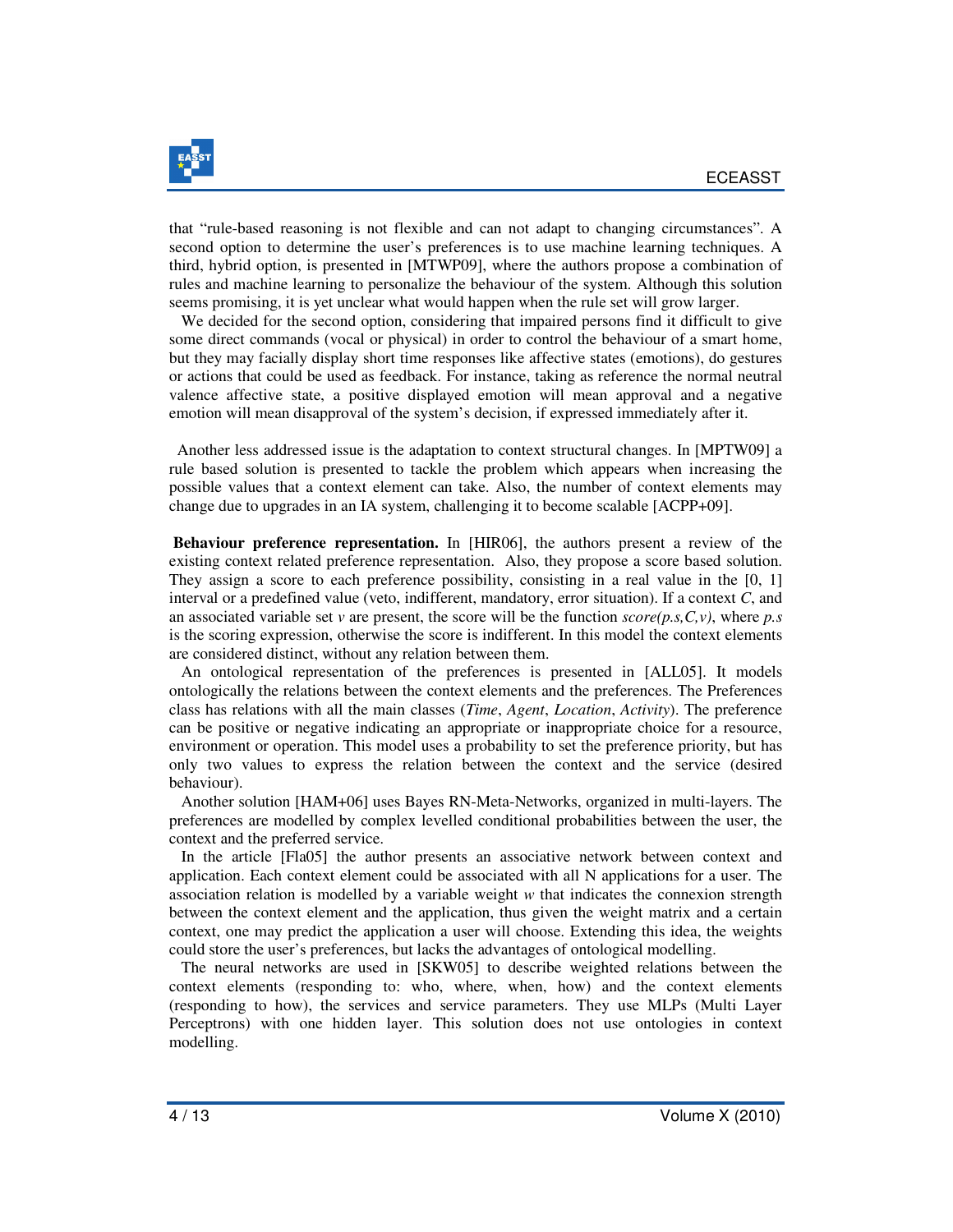that "rule-based reasoning is not flexible and can not adapt to changing circumstances". A second option to determine the user's preferences is to use machine learning techniques. A third, hybrid option, is presented in [MTWP09], where the authors propose a combination of rules and machine learning to personalize the behaviour of the system. Although this solution seems promising, it is yet unclear what would happen when the rule set will grow larger.

We decided for the second option, considering that impaired persons find it difficult to give some direct commands (vocal or physical) in order to control the behaviour of a smart home, but they may facially display short time responses like affective states (emotions), do gestures or actions that could be used as feedback. For instance, taking as reference the normal neutral valence affective state, a positive displayed emotion will mean approval and a negative emotion will mean disapproval of the system's decision, if expressed immediately after it.

Another less addressed issue is the adaptation to context structural changes. In [MPTW09] a rule based solution is presented to tackle the problem which appears when increasing the possible values that a context element can take. Also, the number of context elements may change due to upgrades in an IA system, challenging it to become scalable [ACPP+09].

**Behaviour preference representation.** In [HIR06], the authors present a review of the existing context related preference representation. Also, they propose a score based solution. They assign a score to each preference possibility, consisting in a real value in the [0, 1] interval or a predefined value (veto, indifferent, mandatory, error situation). If a context $C$, and an associated variable set $v$ are present, the score will be the function $score(p.s,C,v)$, where $p.s$ is the scoring expression, otherwise the score is indifferent. In this model the context elements are considered distinct, without any relation between them.

An ontological representation of the preferences is presented in [ALL05]. It models ontologically the relations between the context elements and the preferences. The Preferences class has relations with all the main classes (*Time*, *Agent*, *Location*, *Activity*). The preference can be positive or negative indicating an appropriate or inappropriate choice for a resource, environment or operation. This model uses a probability to set the preference priority, but has only two values to express the relation between the context and the service (desired behaviour).

Another solution [HAM+06] uses Bayes RN-Meta-Networks, organized in multi-layers. The preferences are modelled by complex levelled conditional probabilities between the user, the context and the preferred service.

In the article [Fla05] the author presents an associative network between context and application. Each context element could be associated with all N applications for a user. The association relation is modelled by a variable weight $w$ that indicates the connexion strength between the context element and the application, thus given the weight matrix and a certain context, one may predict the application a user will choose. Extending this idea, the weights could store the user's preferences, but lacks the advantages of ontological modelling.

The neural networks are used in [SKW05] to describe weighted relations between the context elements (responding to: who, where, when, how) and the context elements (responding to how), the services and service parameters. They use MLPs (Multi Layer Perceptrons) with one hidden layer. This solution does not use ontologies in context modelling.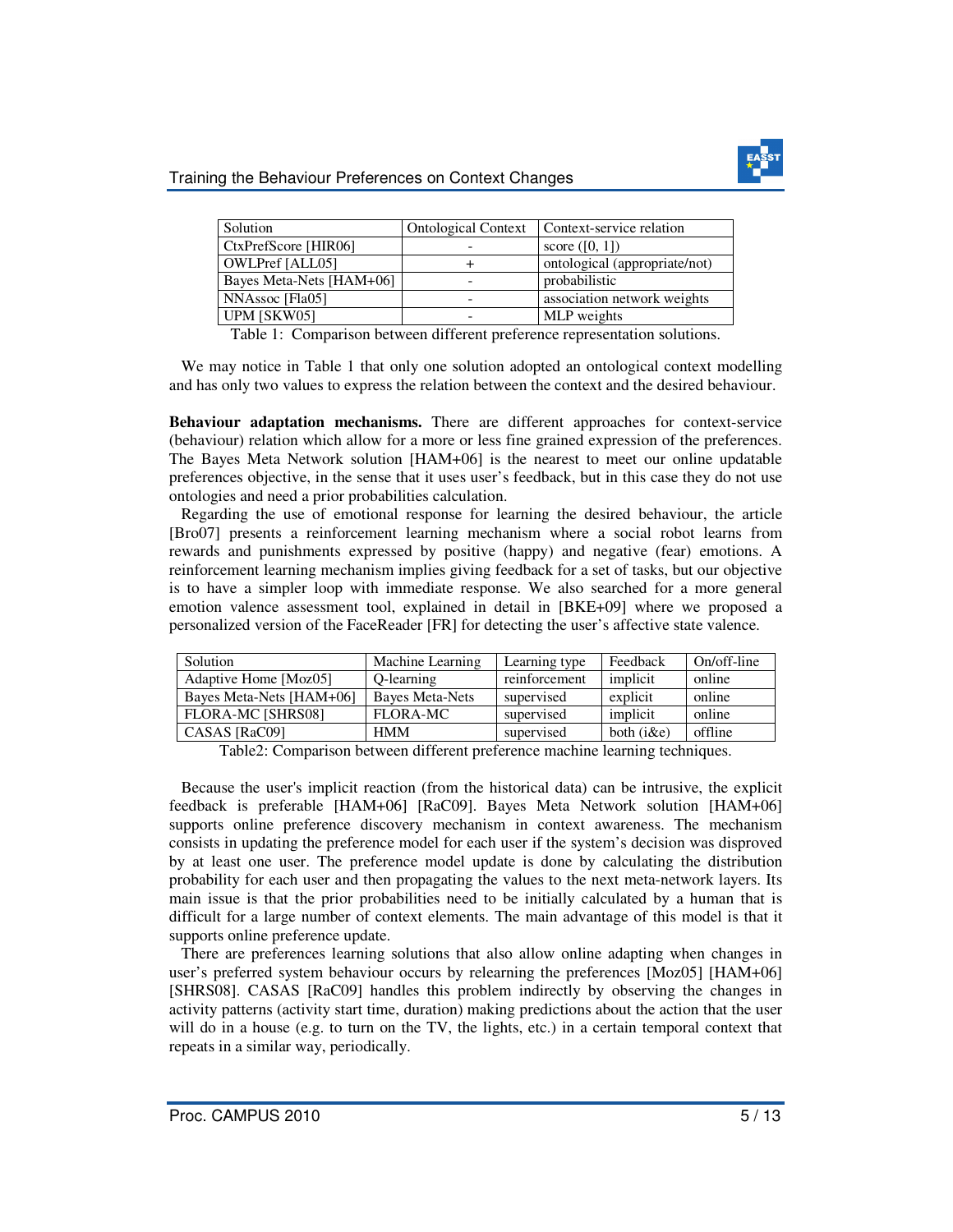| Solution | Ontological Context | Context-service relation |
|---|---|---|
| CtxPrefScore [HIR06] | - | score ([0, 1]) |
| OWLPref [ALL05] | + | ontological (appropriate/not) |
| Bayes Meta-Nets [HAM+06] | - | probabilistic |
| NNAssoc [Fla05] | - | association network weights |
| UPM [SKW05] | - | MLP weights |

Table 1: Comparison between different preference representation solutions.

We may notice in Table 1 that only one solution adopted an ontological context modelling and has only two values to express the relation between the context and the desired behaviour.

**Behaviour adaptation mechanisms.** There are different approaches for context-service (behaviour) relation which allow for a more or less fine grained expression of the preferences. The Bayes Meta Network solution [HAM+06] is the nearest to meet our online updatable preferences objective, in the sense that it uses user's feedback, but in this case they do not use ontologies and need a prior probabilities calculation.

Regarding the use of emotional response for learning the desired behaviour, the article [Bro07] presents a reinforcement learning mechanism where a social robot learns from rewards and punishments expressed by positive (happy) and negative (fear) emotions. A reinforcement learning mechanism implies giving feedback for a set of tasks, but our objective is to have a simpler loop with immediate response. We also searched for a more general emotion valence assessment tool, explained in detail in [BKE+09] where we proposed a personalized version of the FaceReader [FR] for detecting the user's affective state valence.

| Solution | Machine Learning | Learning type | Feedback | On/off-line |
|---|---|---|---|---|
| Adaptive Home [Moz05] | Q-learning | reinforcement | implicit | online |
| Bayes Meta-Nets [HAM+06] | Bayes Meta-Nets | supervised | explicit | online |
| FLORA-MC [SHRS08] | FLORA-MC | supervised | implicit | online |
| CASAS [RaC09] | HMM | supervised | both (i&e) | offline |

Table2: Comparison between different preference machine learning techniques.

Because the user's implicit reaction (from the historical data) can be intrusive, the explicit feedback is preferable [HAM+06] [RaC09]. Bayes Meta Network solution [HAM+06] supports online preference discovery mechanism in context awareness. The mechanism consists in updating the preference model for each user if the system's decision was disproved by at least one user. The preference model update is done by calculating the distribution probability for each user and then propagating the values to the next meta-network layers. Its main issue is that the prior probabilities need to be initially calculated by a human that is difficult for a large number of context elements. The main advantage of this model is that it supports online preference update.

There are preferences learning solutions that also allow online adapting when changes in user's preferred system behaviour occurs by relearning the preferences [Moz05] [HAM+06] [SHRS08]. CASAS [RaC09] handles this problem indirectly by observing the changes in activity patterns (activity start time, duration) making predictions about the action that the user will do in a house (e.g. to turn on the TV, the lights, etc.) in a certain temporal context that repeats in a similar way, periodically.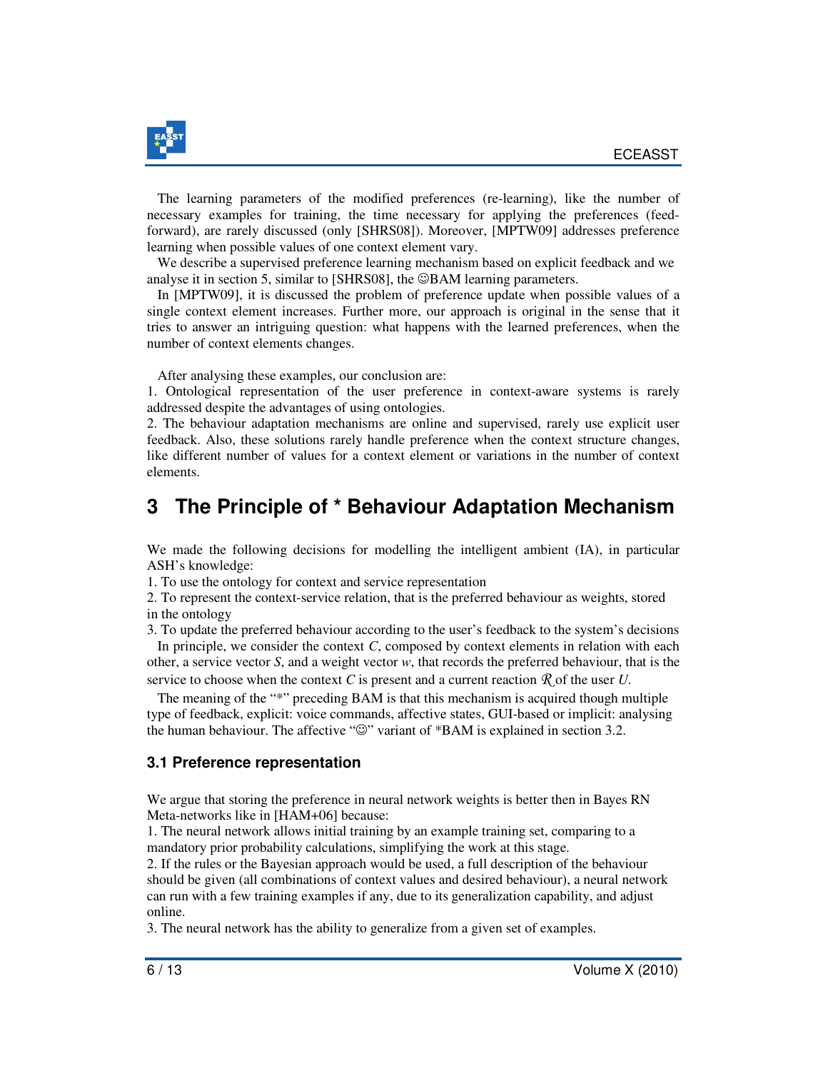The learning parameters of the modified preferences (re-learning), like the number of necessary examples for training, the time necessary for applying the preferences (feed-forward), are rarely discussed (only [SHRS08]). Moreover, [MPTW09] addresses preference learning when possible values of one context element vary.

We describe a supervised preference learning mechanism based on explicit feedback and we analyse it in section 5, similar to [SHRS08], the ☺BAM learning parameters.

In [MPTW09], it is discussed the problem of preference update when possible values of a single context element increases. Further more, our approach is original in the sense that it tries to answer an intriguing question: what happens with the learned preferences, when the number of context elements changes.

After analysing these examples, our conclusion are:

1. Ontological representation of the user preference in context-aware systems is rarely addressed despite the advantages of using ontologies.
2. The behaviour adaptation mechanisms are online and supervised, rarely use explicit user feedback. Also, these solutions rarely handle preference when the context structure changes, like different number of values for a context element or variations in the number of context elements.

# 3 The Principle of * Behaviour Adaptation Mechanism

We made the following decisions for modelling the intelligent ambient (IA), in particular ASH's knowledge:

1. To use the ontology for context and service representation
2. To represent the context-service relation, that is the preferred behaviour as weights, stored in the ontology
3. To update the preferred behaviour according to the user's feedback to the system's decisions

In principle, we consider the context *C*, composed by context elements in relation with each other, a service vector *S*, and a weight vector *w*, that records the preferred behaviour, that is the service to choose when the context *C* is present and a current reaction $\mathcal{R}$ of the user *U*.

The meaning of the "*" preceding BAM is that this mechanism is acquired though multiple type of feedback, explicit: voice commands, affective states, GUI-based or implicit: analysing the human behaviour. The affective "☺" variant of *BAM is explained in section 3.2.

## 3.1 Preference representation

We argue that storing the preference in neural network weights is better then in Bayes RN Meta-networks like in [HAM+06] because:

1. The neural network allows initial training by an example training set, comparing to a mandatory prior probability calculations, simplifying the work at this stage.
2. If the rules or the Bayesian approach would be used, a full description of the behaviour should be given (all combinations of context values and desired behaviour), a neural network can run with a few training examples if any, due to its generalization capability, and adjust online.
3. The neural network has the ability to generalize from a given set of examples.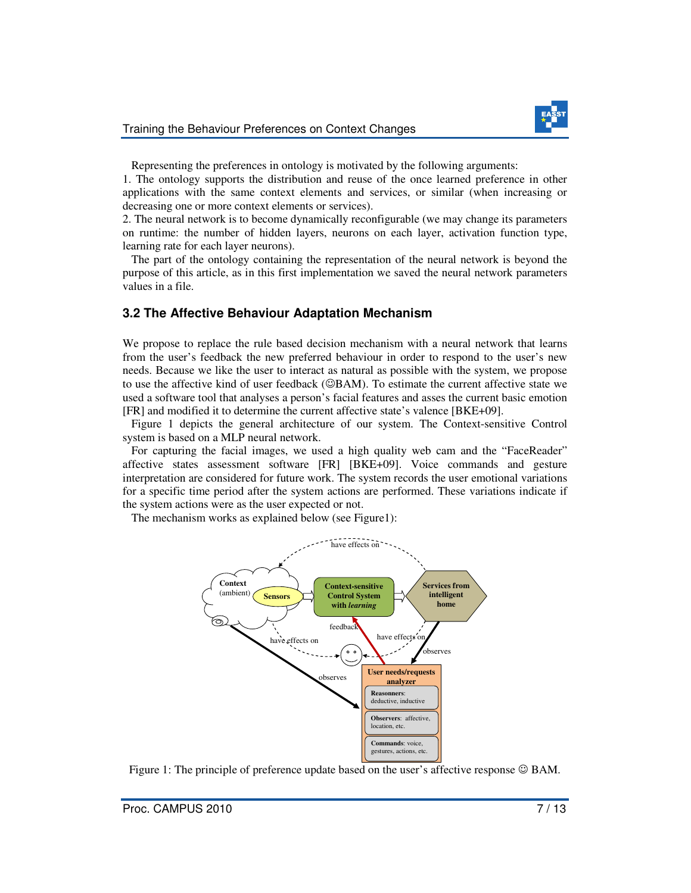Representing the preferences in ontology is motivated by the following arguments:

1. The ontology supports the distribution and reuse of the once learned preference in other applications with the same context elements and services, or similar (when increasing or decreasing one or more context elements or services).
2. The neural network is to become dynamically reconfigurable (we may change its parameters on runtime: the number of hidden layers, neurons on each layer, activation function type, learning rate for each layer neurons).

The part of the ontology containing the representation of the neural network is beyond the purpose of this article, as in this first implementation we saved the neural network parameters values in a file.

### 3.2 The Affective Behaviour Adaptation Mechanism

We propose to replace the rule based decision mechanism with a neural network that learns from the user's feedback the new preferred behaviour in order to respond to the user's new needs. Because we like the user to interact as natural as possible with the system, we propose to use the affective kind of user feedback (☺BAM). To estimate the current affective state we used a software tool that analyses a person's facial features and asses the current basic emotion [FR] and modified it to determine the current affective state's valence [BKE+09].

Figure 1 depicts the general architecture of our system. The Context-sensitive Control system is based on a MLP neural network.

For capturing the facial images, we used a high quality web cam and the "FaceReader" affective states assessment software [FR] [BKE+09]. Voice commands and gesture interpretation are considered for future work. The system records the user emotional variations for a specific time period after the system actions are performed. These variations indicate if the system actions were as the user expected or not.

The mechanism works as explained below (see Figure1):

Figure 1: The principle of preference update based on the user's affective response ☺ BAM.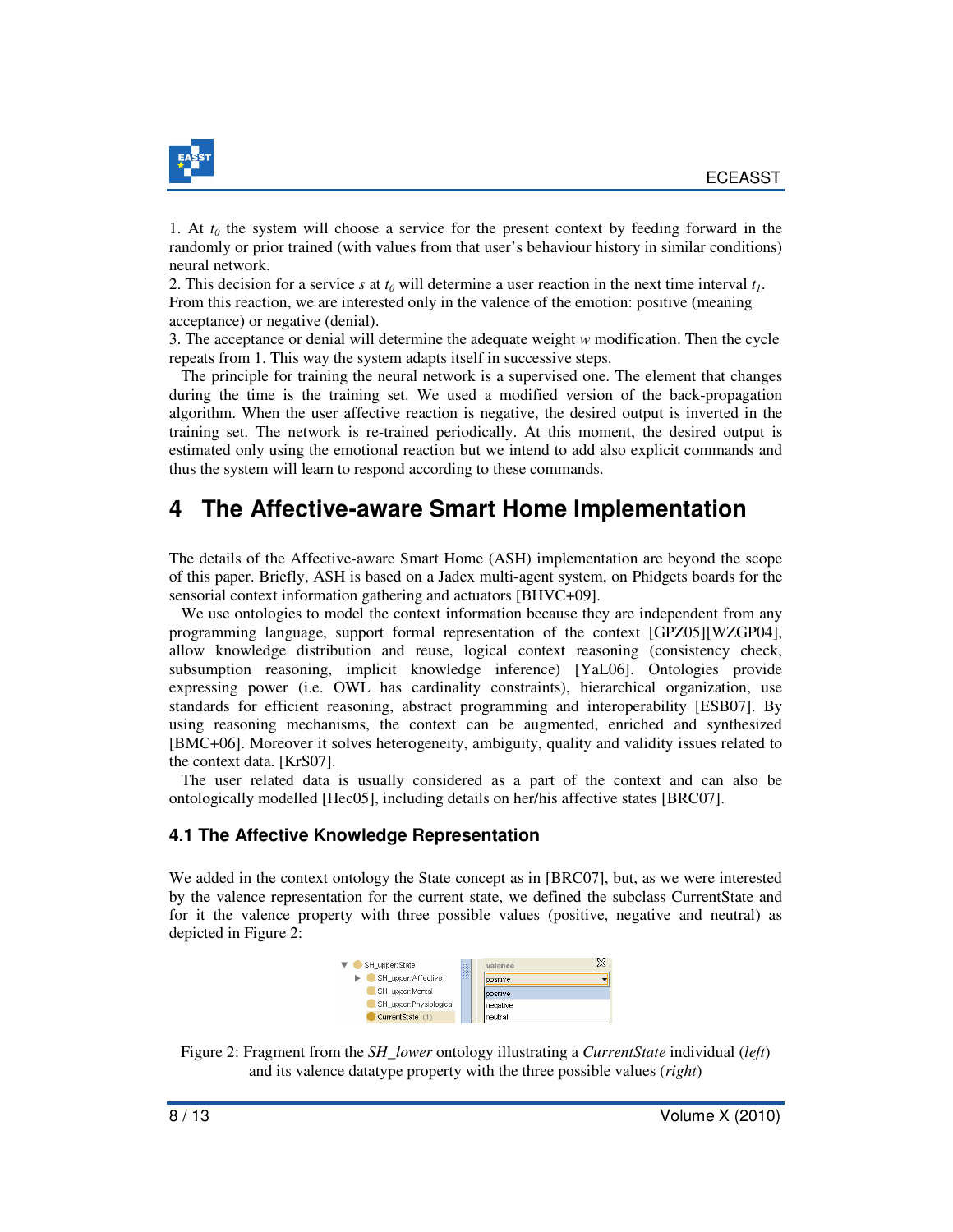1. At $t_0$ the system will choose a service for the present context by feeding forward in the randomly or prior trained (with values from that user's behaviour history in similar conditions) neural network.

2. This decision for a service $s$ at $t_0$ will determine a user reaction in the next time interval $t_1$. From this reaction, we are interested only in the valence of the emotion: positive (meaning acceptance) or negative (denial).

3. The acceptance or denial will determine the adequate weight $w$ modification. Then the cycle repeats from 1. This way the system adapts itself in successive steps.

The principle for training the neural network is a supervised one. The element that changes during the time is the training set. We used a modified version of the back-propagation algorithm. When the user affective reaction is negative, the desired output is inverted in the training set. The network is re-trained periodically. At this moment, the desired output is estimated only using the emotional reaction but we intend to add also explicit commands and thus the system will learn to respond according to these commands.

# 4 The Affective-aware Smart Home Implementation

The details of the Affective-aware Smart Home (ASH) implementation are beyond the scope of this paper. Briefly, ASH is based on a Jadex multi-agent system, on Phidgets boards for the sensorial context information gathering and actuators [BHVC+09].

We use ontologies to model the context information because they are independent from any programming language, support formal representation of the context [GPZ05][WZGP04], allow knowledge distribution and reuse, logical context reasoning (consistency check, subsumption reasoning, implicit knowledge inference) [YaL06]. Ontologies provide expressing power (i.e. OWL has cardinality constraints), hierarchical organization, use standards for efficient reasoning, abstract programming and interoperability [ESB07]. By using reasoning mechanisms, the context can be augmented, enriched and synthesized [BMC+06]. Moreover it solves heterogeneity, ambiguity, quality and validity issues related to the context data. [KrS07].

The user related data is usually considered as a part of the context and can also be ontologically modelled [Hec05], including details on her/his affective states [BRC07].

## 4.1 The Affective Knowledge Representation

We added in the context ontology the State concept as in [BRC07], but, as we were interested by the valence representation for the current state, we defined the subclass CurrentState and for it the valence property with three possible values (positive, negative and neutral) as depicted in Figure 2:

Figure 2: Fragment from the *SH_lower* ontology illustrating a *CurrentState* individual (*left*) and its valence datatype property with the three possible values (*right*)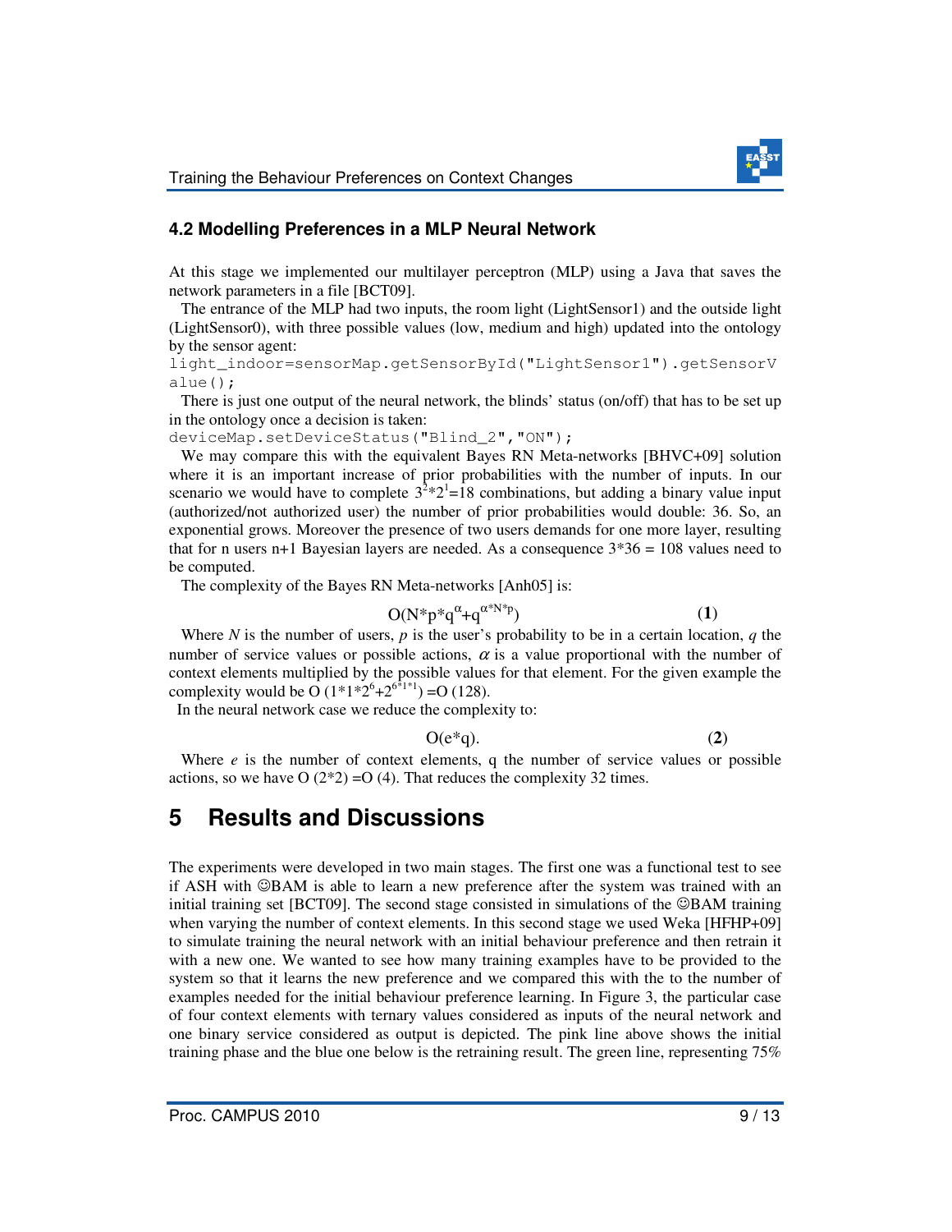### 4.2 Modelling Preferences in a MLP Neural Network

At this stage we implemented our multilayer perceptron (MLP) using a Java that saves the network parameters in a file [BCT09].

The entrance of the MLP had two inputs, the room light (LightSensor1) and the outside light (LightSensor0), with three possible values (low, medium and high) updated into the ontology by the sensor agent:

```
light_indoor=sensorMap.getSensorById("LightSensor1").getSensorValue();
```

There is just one output of the neural network, the blinds' status (on/off) that has to be set up in the ontology once a decision is taken:

```
deviceMap.setDeviceStatus("Blind_2","ON");
```

We may compare this with the equivalent Bayes RN Meta-networks [BHVC+09] solution where it is an important increase of prior probabilities with the number of inputs. In our scenario we would have to complete $3^2*2^1=18$ combinations, but adding a binary value input (authorized/not authorized user) the number of prior probabilities would double: 36. So, an exponential grows. Moreover the presence of two users demands for one more layer, resulting that for n users n+1 Bayesian layers are needed. As a consequence 3*36 = 108 values need to be computed.

The complexity of the Bayes RN Meta-networks [Anh05] is:

$$O(N*p*q^{\alpha}+q^{\alpha*N*p}) \qquad (1)$$

Where $N$ is the number of users, $p$ is the user's probability to be in a certain location, $q$ the number of service values or possible actions, $\alpha$ is a value proportional with the number of context elements multiplied by the possible values for that element. For the given example the complexity would be $O(1*1*2^6+2^{6*1*1}) = O(128)$.

In the neural network case we reduce the complexity to:

$$O(e*q). \qquad (2)$$

Where $e$ is the number of context elements, q the number of service values or possible actions, so we have O (2*2) =O (4). That reduces the complexity 32 times.

# 5 Results and Discussions

The experiments were developed in two main stages. The first one was a functional test to see if ASH with ☺BAM is able to learn a new preference after the system was trained with an initial training set [BCT09]. The second stage consisted in simulations of the ☺BAM training when varying the number of context elements. In this second stage we used Weka [HFHP+09] to simulate training the neural network with an initial behaviour preference and then retrain it with a new one. We wanted to see how many training examples have to be provided to the system so that it learns the new preference and we compared this with the to the number of examples needed for the initial behaviour preference learning. In Figure 3, the particular case of four context elements with ternary values considered as inputs of the neural network and one binary service considered as output is depicted. The pink line above shows the initial training phase and the blue one below is the retraining result. The green line, representing 75%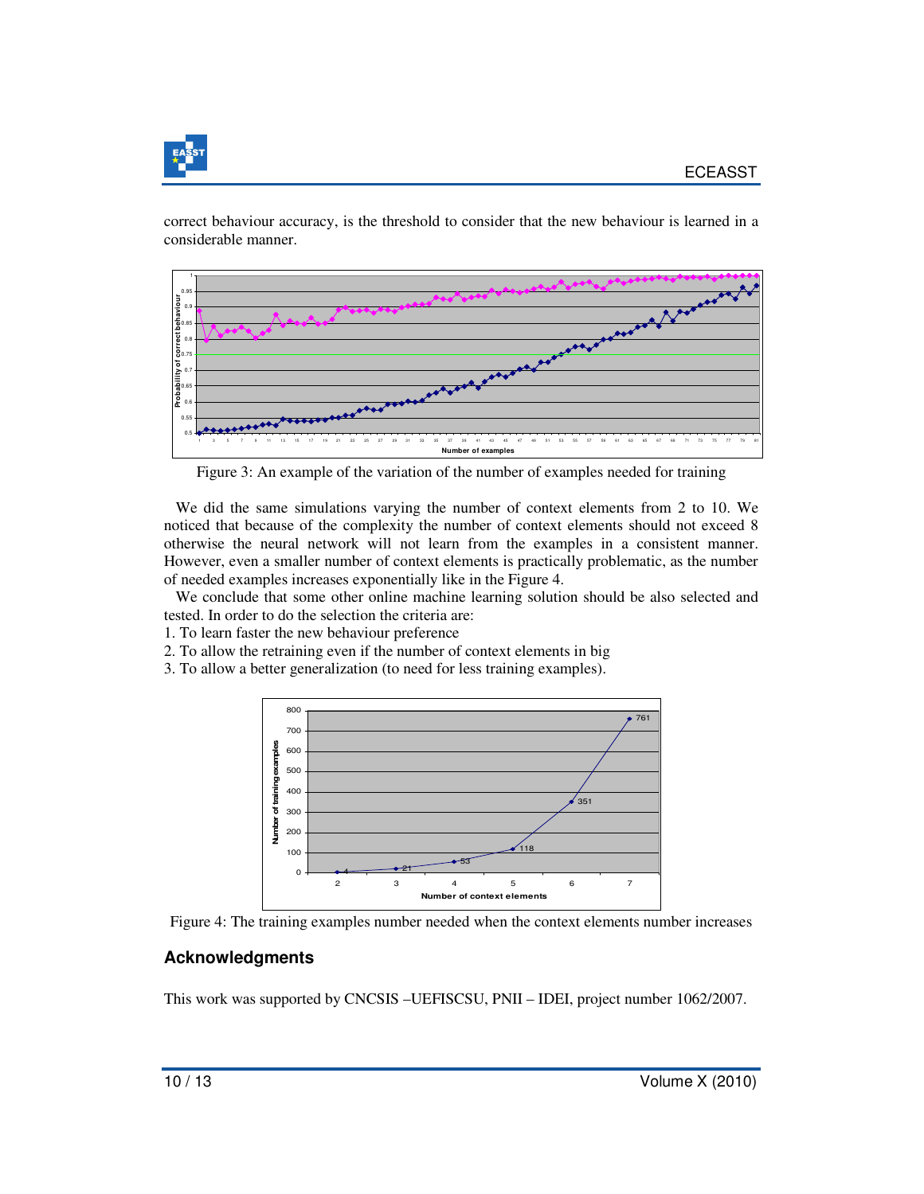correct behaviour accuracy, is the threshold to consider that the new behaviour is learned in a considerable manner.

Figure 3: An example of the variation of the number of examples needed for training

We did the same simulations varying the number of context elements from 2 to 10. We noticed that because of the complexity the number of context elements should not exceed 8 otherwise the neural network will not learn from the examples in a consistent manner. However, even a smaller number of context elements is practically problematic, as the number of needed examples increases exponentially like in the Figure 4.

We conclude that some other online machine learning solution should be also selected and tested. In order to do the selection the criteria are:

1. To learn faster the new behaviour preference
2. To allow the retraining even if the number of context elements in big
3. To allow a better generalization (to need for less training examples).

Figure 4: The training examples number needed when the context elements number increases

## Acknowledgments

This work was supported by CNCSIS –UEFISCSU, PNII – IDEI, project number 1062/2007.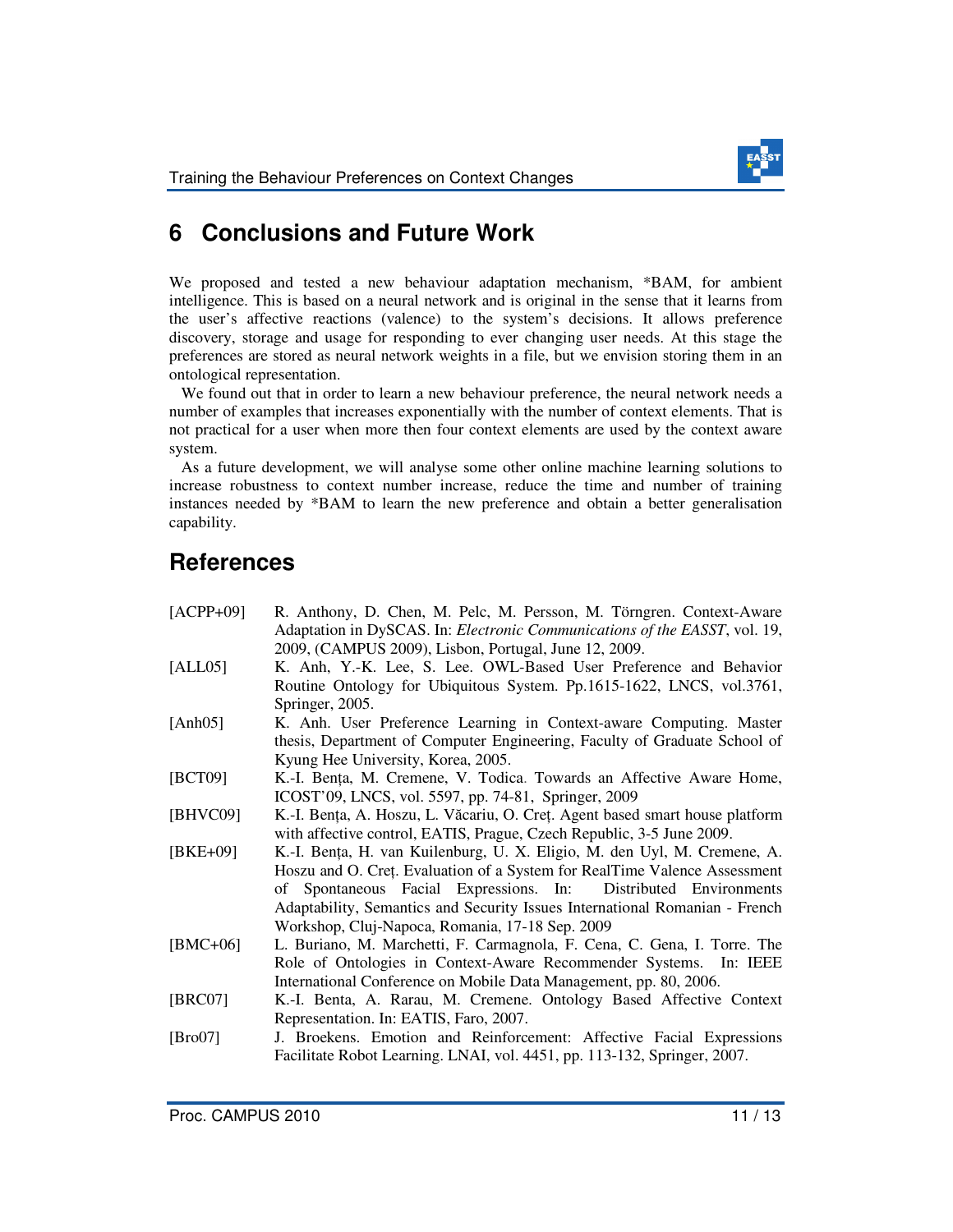## 6 Conclusions and Future Work

We proposed and tested a new behaviour adaptation mechanism, *BAM, for ambient intelligence. This is based on a neural network and is original in the sense that it learns from the user's affective reactions (valence) to the system's decisions. It allows preference discovery, storage and usage for responding to ever changing user needs. At this stage the preferences are stored as neural network weights in a file, but we envision storing them in an ontological representation.

We found out that in order to learn a new behaviour preference, the neural network needs a number of examples that increases exponentially with the number of context elements. That is not practical for a user when more then four context elements are used by the context aware system.

As a future development, we will analyse some other online machine learning solutions to increase robustness to context number increase, reduce the time and number of training instances needed by *BAM to learn the new preference and obtain a better generalisation capability.

## References

[ACPP+09] R. Anthony, D. Chen, M. Pelc, M. Persson, M. Törngren. Context-Aware Adaptation in DySCAS. In: *Electronic Communications of the EASST*, vol. 19, 2009, (CAMPUS 2009), Lisbon, Portugal, June 12, 2009.

[ALL05] K. Anh, Y.-K. Lee, S. Lee. OWL-Based User Preference and Behavior Routine Ontology for Ubiquitous System. Pp.1615-1622, LNCS, vol.3761, Springer, 2005.

[Anh05] K. Anh. User Preference Learning in Context-aware Computing. Master thesis, Department of Computer Engineering, Faculty of Graduate School of Kyung Hee University, Korea, 2005.

[BCT09] K.-I. Bența, M. Cremene, V. Todica. Towards an Affective Aware Home, ICOST'09, LNCS, vol. 5597, pp. 74-81, Springer, 2009

[BHVC09] K.-I. Bența, A. Hoszu, L. Văcariu, O. Creț. Agent based smart house platform with affective control, EATIS, Prague, Czech Republic, 3-5 June 2009.

[BKE+09] K.-I. Bența, H. van Kuilenburg, U. X. Eligio, M. den Uyl, M. Cremene, A. Hoszu and O. Creț. Evaluation of a System for RealTime Valence Assessment of Spontaneous Facial Expressions. In: Distributed Environments Adaptability, Semantics and Security Issues International Romanian - French Workshop, Cluj-Napoca, Romania, 17-18 Sep. 2009

[BMC+06] L. Buriano, M. Marchetti, F. Carmagnola, F. Cena, C. Gena, I. Torre. The Role of Ontologies in Context-Aware Recommender Systems. In: IEEE International Conference on Mobile Data Management, pp. 80, 2006.

[BRC07] K.-I. Benta, A. Rarau, M. Cremene. Ontology Based Affective Context Representation. In: EATIS, Faro, 2007.

[Bro07] J. Broekens. Emotion and Reinforcement: Affective Facial Expressions Facilitate Robot Learning. LNAI, vol. 4451, pp. 113-132, Springer, 2007.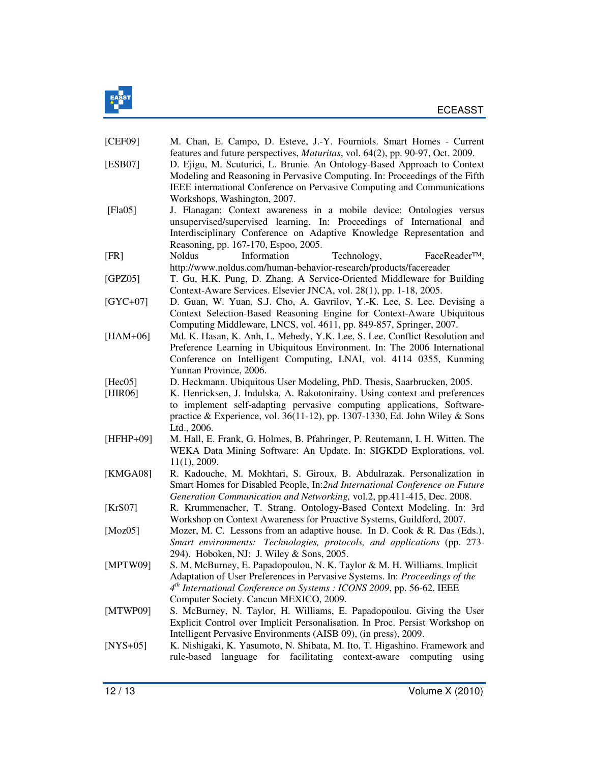[CEF09] M. Chan, E. Campo, D. Esteve, J.-Y. Fourniols. Smart Homes - Current features and future perspectives, *Maturitas*, vol. 64(2), pp. 90-97, Oct. 2009.

[ESB07] D. Ejigu, M. Scuturici, L. Brunie. An Ontology-Based Approach to Context Modeling and Reasoning in Pervasive Computing. In: Proceedings of the Fifth IEEE international Conference on Pervasive Computing and Communications Workshops, Washington, 2007.

[Fla05] J. Flanagan: Context awareness in a mobile device: Ontologies versus unsupervised/supervised learning. In: Proceedings of International and Interdisciplinary Conference on Adaptive Knowledge Representation and Reasoning, pp. 167-170, Espoo, 2005.

[FR] Noldus Information Technology, FaceReader™, http://www.noldus.com/human-behavior-research/products/facereader

[GPZ05] T. Gu, H.K. Pung, D. Zhang. A Service-Oriented Middleware for Building Context-Aware Services. Elsevier JNCA, vol. 28(1), pp. 1-18, 2005.

[GYC+07] D. Guan, W. Yuan, S.J. Cho, A. Gavrilov, Y.-K. Lee, S. Lee. Devising a Context Selection-Based Reasoning Engine for Context-Aware Ubiquitous Computing Middleware, LNCS, vol. 4611, pp. 849-857, Springer, 2007.

[HAM+06] Md. K. Hasan, K. Anh, L. Mehedy, Y.K. Lee, S. Lee. Conflict Resolution and Preference Learning in Ubiquitous Environment. In: The 2006 International Conference on Intelligent Computing, LNAI, vol. 4114 0355, Kunming Yunnan Province, 2006.

[Hec05] D. Heckmann. Ubiquitous User Modeling, PhD. Thesis, Saarbrucken, 2005.

[HIR06] K. Henricksen, J. Indulska, A. Rakotonirainy. Using context and preferences to implement self-adapting pervasive computing applications, Software-practice & Experience, vol. 36(11-12), pp. 1307-1330, Ed. John Wiley & Sons Ltd., 2006.

[HFHP+09] M. Hall, E. Frank, G. Holmes, B. Pfahringer, P. Reutemann, I. H. Witten. The WEKA Data Mining Software: An Update. In: SIGKDD Explorations, vol. 11(1), 2009.

[KMGA08] R. Kadouche, M. Mokhtari, S. Giroux, B. Abdulrazak. Personalization in Smart Homes for Disabled People, In:*2nd International Conference on Future Generation Communication and Networking,* vol.2, pp.411-415, Dec. 2008.

[KrS07] R. Krummenacher, T. Strang. Ontology-Based Context Modeling. In: 3rd Workshop on Context Awareness for Proactive Systems, Guildford, 2007.

[Moz05] Mozer, M. C. Lessons from an adaptive house. In D. Cook & R. Das (Eds.), *Smart environments: Technologies, protocols, and applications* (pp. 273-294). Hoboken, NJ: J. Wiley & Sons, 2005.

[MPTW09] S. M. McBurney, E. Papadopoulou, N. K. Taylor & M. H. Williams. Implicit Adaptation of User Preferences in Pervasive Systems. In: *Proceedings of the 4th International Conference on Systems : ICONS 2009*, pp. 56-62. IEEE Computer Society. Cancun MEXICO, 2009.

[MTWP09] S. McBurney, N. Taylor, H. Williams, E. Papadopoulou. Giving the User Explicit Control over Implicit Personalisation. In Proc. Persist Workshop on Intelligent Pervasive Environments (AISB 09), (in press), 2009.

[NYS+05] K. Nishigaki, K. Yasumoto, N. Shibata, M. Ito, T. Higashino. Framework and rule-based language for facilitating context-aware computing using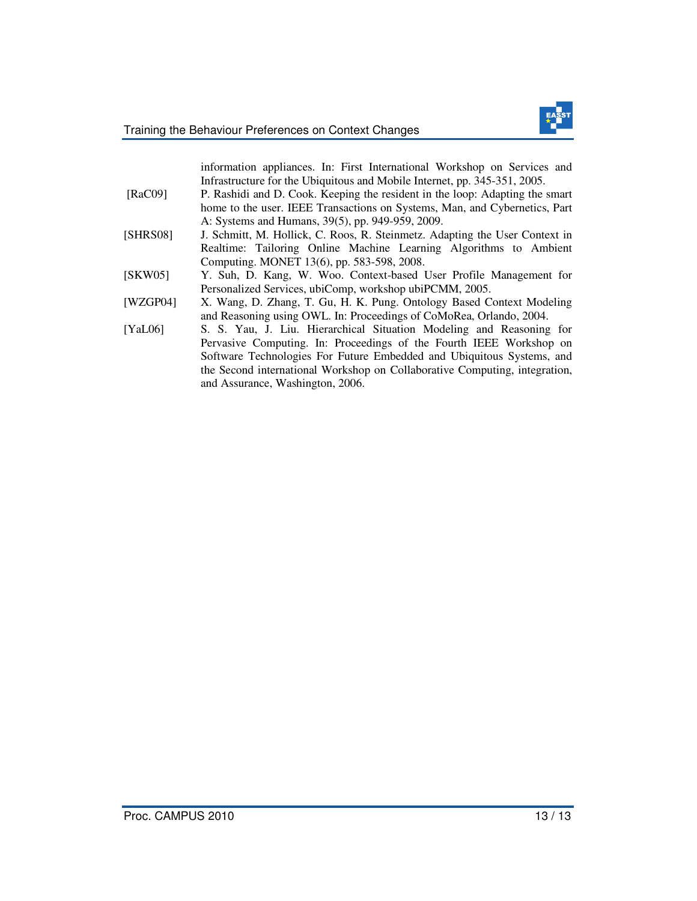information appliances. In: First International Workshop on Services and Infrastructure for the Ubiquitous and Mobile Internet, pp. 345-351, 2005.

[RaC09] P. Rashidi and D. Cook. Keeping the resident in the loop: Adapting the smart home to the user. IEEE Transactions on Systems, Man, and Cybernetics, Part A: Systems and Humans, 39(5), pp. 949-959, 2009.

[SHRS08] J. Schmitt, M. Hollick, C. Roos, R. Steinmetz. Adapting the User Context in Realtime: Tailoring Online Machine Learning Algorithms to Ambient Computing. MONET 13(6), pp. 583-598, 2008.

[SKW05] Y. Suh, D. Kang, W. Woo. Context-based User Profile Management for Personalized Services, ubiComp, workshop ubiPCMM, 2005.

[WZGP04] X. Wang, D. Zhang, T. Gu, H. K. Pung. Ontology Based Context Modeling and Reasoning using OWL. In: Proceedings of CoMoRea, Orlando, 2004.

[YaL06] S. S. Yau, J. Liu. Hierarchical Situation Modeling and Reasoning for Pervasive Computing. In: Proceedings of the Fourth IEEE Workshop on Software Technologies For Future Embedded and Ubiquitous Systems, and the Second international Workshop on Collaborative Computing, integration, and Assurance, Washington, 2006.